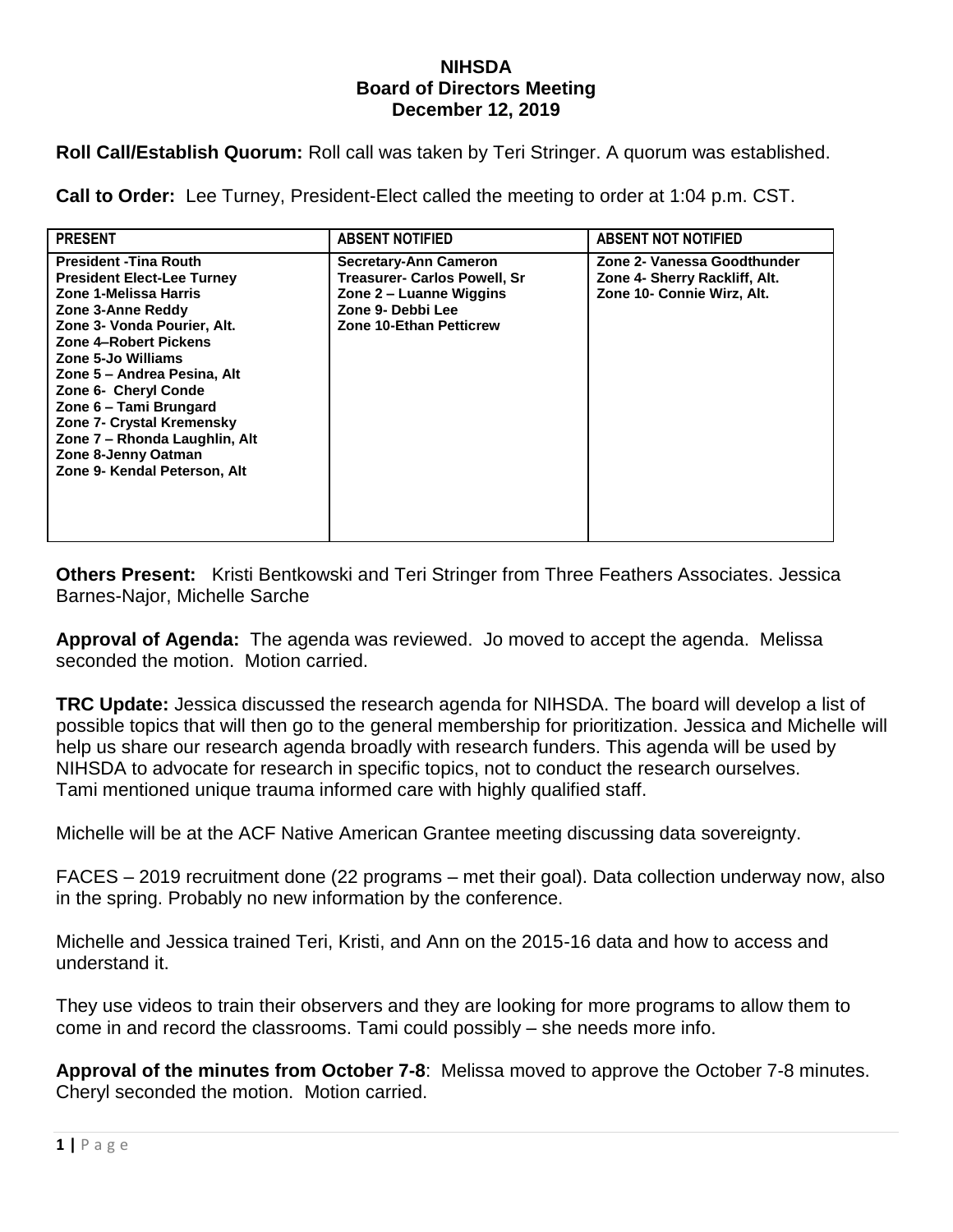**NIHSDA**
**Board of Directors Meeting**
**December 12, 2019**

**Roll Call/Establish Quorum:** Roll call was taken by Teri Stringer. A quorum was established.

**Call to Order:** Lee Turney, President-Elect called the meeting to order at 1:04 p.m. CST.

| PRESENT | ABSENT NOTIFIED | ABSENT NOT NOTIFIED |
|---|---|---|
| President -Tina Routh<br>President Elect-Lee Turney<br>Zone 1-Melissa Harris<br>Zone 3-Anne Reddy<br>Zone 3- Vonda Pourier, Alt.<br>Zone 4–Robert Pickens<br>Zone 5-Jo Williams<br>Zone 5 – Andrea Pesina, Alt<br>Zone 6- Cheryl Conde<br>Zone 6 – Tami Brungard<br>Zone 7- Crystal Kremensky<br>Zone 7 – Rhonda Laughlin, Alt<br>Zone 8-Jenny Oatman<br>Zone 9- Kendal Peterson, Alt | Secretary-Ann Cameron<br>Treasurer- Carlos Powell, Sr<br>Zone 2 – Luanne Wiggins<br>Zone 9- Debbi Lee<br>Zone 10-Ethan Petticrew | Zone 2- Vanessa Goodthunder<br>Zone 4- Sherry Rackliff, Alt.<br>Zone 10- Connie Wirz, Alt. |

**Others Present:** Kristi Bentkowski and Teri Stringer from Three Feathers Associates. Jessica Barnes-Najor, Michelle Sarche

**Approval of Agenda:** The agenda was reviewed. Jo moved to accept the agenda. Melissa seconded the motion. Motion carried.

**TRC Update:** Jessica discussed the research agenda for NIHSDA. The board will develop a list of possible topics that will then go to the general membership for prioritization. Jessica and Michelle will help us share our research agenda broadly with research funders. This agenda will be used by NIHSDA to advocate for research in specific topics, not to conduct the research ourselves. Tami mentioned unique trauma informed care with highly qualified staff.

Michelle will be at the ACF Native American Grantee meeting discussing data sovereignty.

FACES – 2019 recruitment done (22 programs – met their goal). Data collection underway now, also in the spring. Probably no new information by the conference.

Michelle and Jessica trained Teri, Kristi, and Ann on the 2015-16 data and how to access and understand it.

They use videos to train their observers and they are looking for more programs to allow them to come in and record the classrooms. Tami could possibly – she needs more info.

**Approval of the minutes from October 7-8**: Melissa moved to approve the October 7-8 minutes. Cheryl seconded the motion. Motion carried.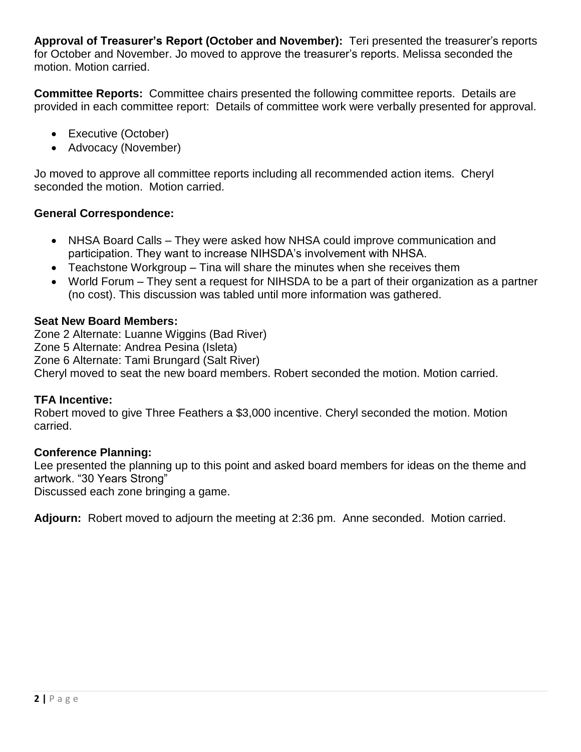**Approval of Treasurer's Report (October and November):** Teri presented the treasurer's reports for October and November. Jo moved to approve the treasurer's reports. Melissa seconded the motion. Motion carried.

**Committee Reports:** Committee chairs presented the following committee reports. Details are provided in each committee report: Details of committee work were verbally presented for approval.

- Executive (October)
- Advocacy (November)

Jo moved to approve all committee reports including all recommended action items. Cheryl seconded the motion. Motion carried.

**General Correspondence:**

- NHSA Board Calls – They were asked how NHSA could improve communication and participation. They want to increase NIHSDA's involvement with NHSA.
- Teachstone Workgroup – Tina will share the minutes when she receives them
- World Forum – They sent a request for NIHSDA to be a part of their organization as a partner (no cost). This discussion was tabled until more information was gathered.

**Seat New Board Members:**
Zone 2 Alternate: Luanne Wiggins (Bad River)
Zone 5 Alternate: Andrea Pesina (Isleta)
Zone 6 Alternate: Tami Brungard (Salt River)
Cheryl moved to seat the new board members. Robert seconded the motion. Motion carried.

**TFA Incentive:**
Robert moved to give Three Feathers a $3,000 incentive. Cheryl seconded the motion. Motion carried.

**Conference Planning:**
Lee presented the planning up to this point and asked board members for ideas on the theme and artwork. "30 Years Strong"
Discussed each zone bringing a game.

**Adjourn:** Robert moved to adjourn the meeting at 2:36 pm. Anne seconded. Motion carried.